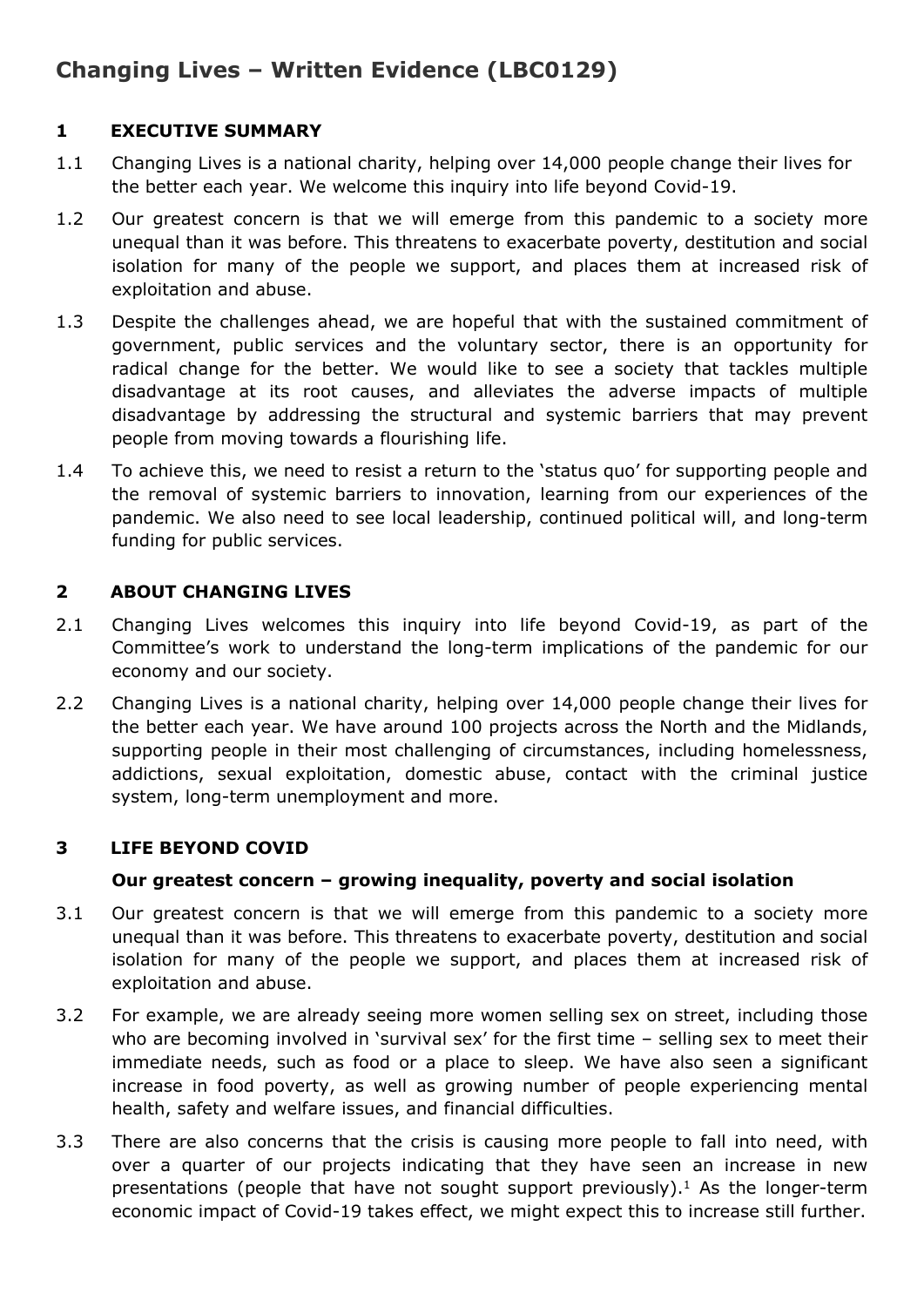# Changing Lives – Written Evidence (LBC0129)

## 1 EXECUTIVE SUMMARY

1.1 Changing Lives is a national charity, helping over 14,000 people change their lives for the better each year. We welcome this inquiry into life beyond Covid-19.

1.2 Our greatest concern is that we will emerge from this pandemic to a society more unequal than it was before. This threatens to exacerbate poverty, destitution and social isolation for many of the people we support, and places them at increased risk of exploitation and abuse.

1.3 Despite the challenges ahead, we are hopeful that with the sustained commitment of government, public services and the voluntary sector, there is an opportunity for radical change for the better. We would like to see a society that tackles multiple disadvantage at its root causes, and alleviates the adverse impacts of multiple disadvantage by addressing the structural and systemic barriers that may prevent people from moving towards a flourishing life.

1.4 To achieve this, we need to resist a return to the 'status quo' for supporting people and the removal of systemic barriers to innovation, learning from our experiences of the pandemic. We also need to see local leadership, continued political will, and long-term funding for public services.

## 2 ABOUT CHANGING LIVES

2.1 Changing Lives welcomes this inquiry into life beyond Covid-19, as part of the Committee's work to understand the long-term implications of the pandemic for our economy and our society.

2.2 Changing Lives is a national charity, helping over 14,000 people change their lives for the better each year. We have around 100 projects across the North and the Midlands, supporting people in their most challenging of circumstances, including homelessness, addictions, sexual exploitation, domestic abuse, contact with the criminal justice system, long-term unemployment and more.

## 3 LIFE BEYOND COVID

### Our greatest concern – growing inequality, poverty and social isolation

3.1 Our greatest concern is that we will emerge from this pandemic to a society more unequal than it was before. This threatens to exacerbate poverty, destitution and social isolation for many of the people we support, and places them at increased risk of exploitation and abuse.

3.2 For example, we are already seeing more women selling sex on street, including those who are becoming involved in 'survival sex' for the first time – selling sex to meet their immediate needs, such as food or a place to sleep. We have also seen a significant increase in food poverty, as well as growing number of people experiencing mental health, safety and welfare issues, and financial difficulties.

3.3 There are also concerns that the crisis is causing more people to fall into need, with over a quarter of our projects indicating that they have seen an increase in new presentations (people that have not sought support previously).[1] As the longer-term economic impact of Covid-19 takes effect, we might expect this to increase still further.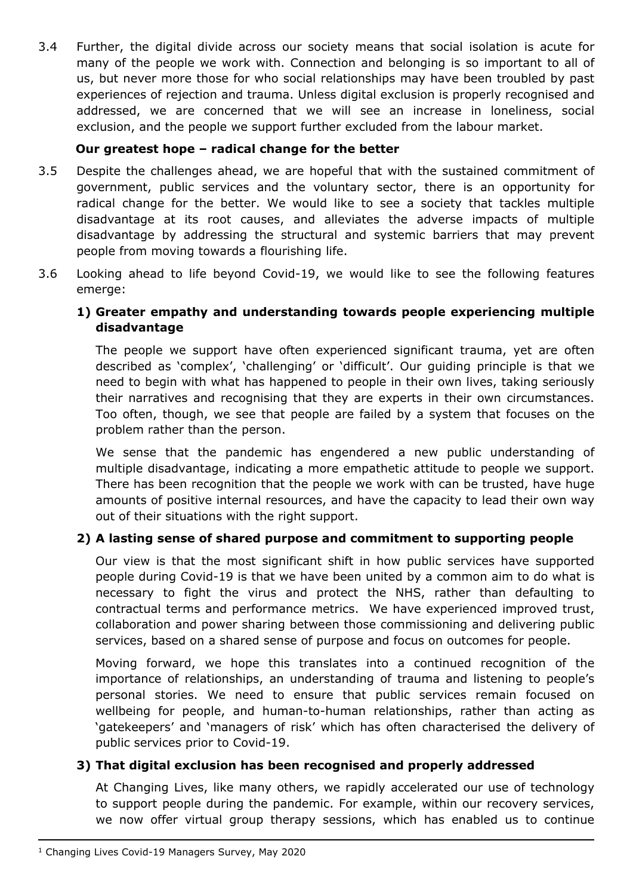3.4 Further, the digital divide across our society means that social isolation is acute for many of the people we work with. Connection and belonging is so important to all of us, but never more those for who social relationships may have been troubled by past experiences of rejection and trauma. Unless digital exclusion is properly recognised and addressed, we are concerned that we will see an increase in loneliness, social exclusion, and the people we support further excluded from the labour market.

**Our greatest hope – radical change for the better**

3.5 Despite the challenges ahead, we are hopeful that with the sustained commitment of government, public services and the voluntary sector, there is an opportunity for radical change for the better. We would like to see a society that tackles multiple disadvantage at its root causes, and alleviates the adverse impacts of multiple disadvantage by addressing the structural and systemic barriers that may prevent people from moving towards a flourishing life.

3.6 Looking ahead to life beyond Covid-19, we would like to see the following features emerge:

**1) Greater empathy and understanding towards people experiencing multiple disadvantage**

The people we support have often experienced significant trauma, yet are often described as 'complex', 'challenging' or 'difficult'. Our guiding principle is that we need to begin with what has happened to people in their own lives, taking seriously their narratives and recognising that they are experts in their own circumstances. Too often, though, we see that people are failed by a system that focuses on the problem rather than the person.

We sense that the pandemic has engendered a new public understanding of multiple disadvantage, indicating a more empathetic attitude to people we support. There has been recognition that the people we work with can be trusted, have huge amounts of positive internal resources, and have the capacity to lead their own way out of their situations with the right support.

**2) A lasting sense of shared purpose and commitment to supporting people**

Our view is that the most significant shift in how public services have supported people during Covid-19 is that we have been united by a common aim to do what is necessary to fight the virus and protect the NHS, rather than defaulting to contractual terms and performance metrics. We have experienced improved trust, collaboration and power sharing between those commissioning and delivering public services, based on a shared sense of purpose and focus on outcomes for people.

Moving forward, we hope this translates into a continued recognition of the importance of relationships, an understanding of trauma and listening to people's personal stories. We need to ensure that public services remain focused on wellbeing for people, and human-to-human relationships, rather than acting as 'gatekeepers' and 'managers of risk' which has often characterised the delivery of public services prior to Covid-19.

**3) That digital exclusion has been recognised and properly addressed**

At Changing Lives, like many others, we rapidly accelerated our use of technology to support people during the pandemic. For example, within our recovery services, we now offer virtual group therapy sessions, which has enabled us to continue

[1] Changing Lives Covid-19 Managers Survey, May 2020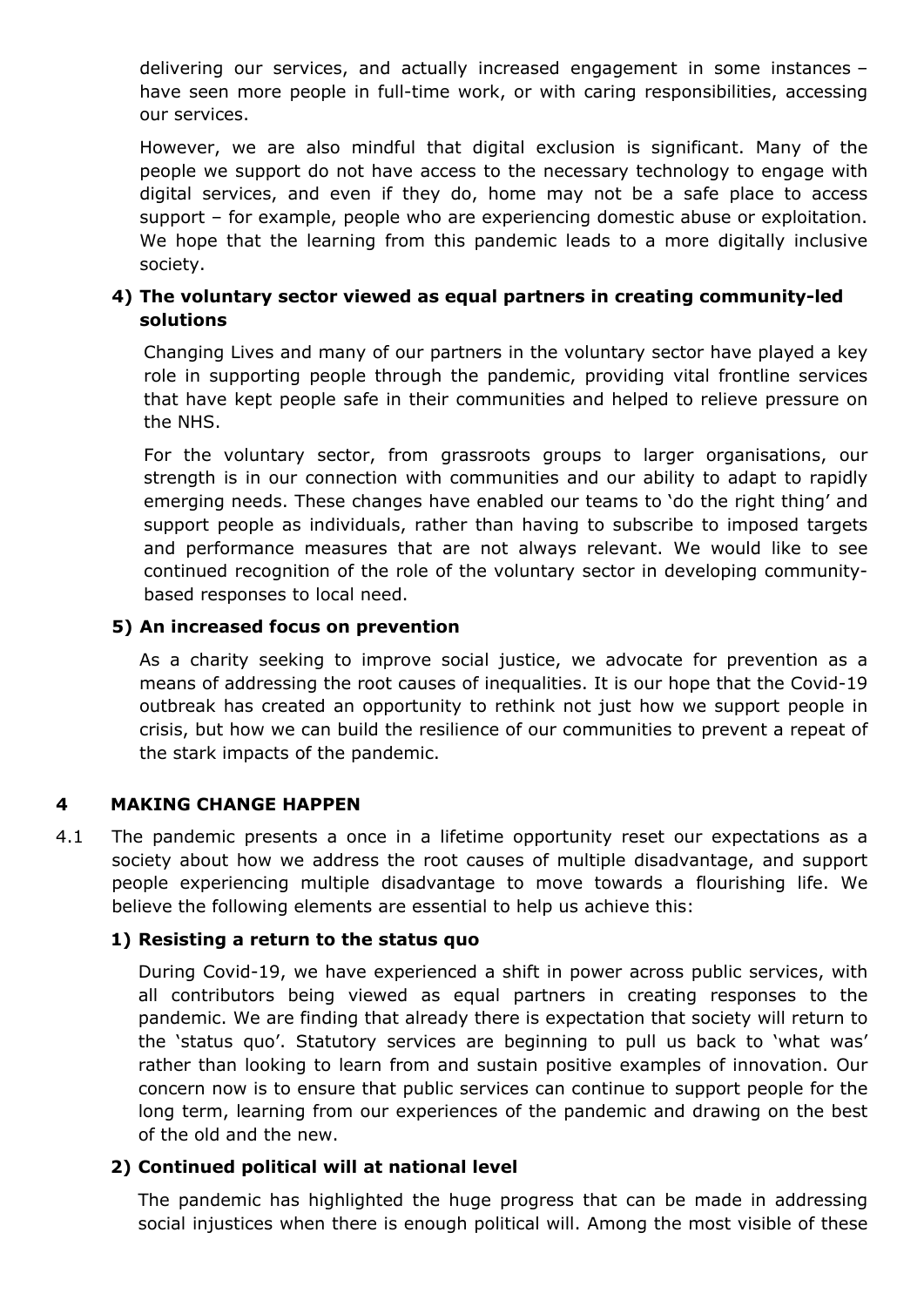delivering our services, and actually increased engagement in some instances – have seen more people in full-time work, or with caring responsibilities, accessing our services.

However, we are also mindful that digital exclusion is significant. Many of the people we support do not have access to the necessary technology to engage with digital services, and even if they do, home may not be a safe place to access support – for example, people who are experiencing domestic abuse or exploitation. We hope that the learning from this pandemic leads to a more digitally inclusive society.

**4) The voluntary sector viewed as equal partners in creating community-led solutions**

Changing Lives and many of our partners in the voluntary sector have played a key role in supporting people through the pandemic, providing vital frontline services that have kept people safe in their communities and helped to relieve pressure on the NHS.

For the voluntary sector, from grassroots groups to larger organisations, our strength is in our connection with communities and our ability to adapt to rapidly emerging needs. These changes have enabled our teams to 'do the right thing' and support people as individuals, rather than having to subscribe to imposed targets and performance measures that are not always relevant. We would like to see continued recognition of the role of the voluntary sector in developing community-based responses to local need.

**5) An increased focus on prevention**

As a charity seeking to improve social justice, we advocate for prevention as a means of addressing the root causes of inequalities. It is our hope that the Covid-19 outbreak has created an opportunity to rethink not just how we support people in crisis, but how we can build the resilience of our communities to prevent a repeat of the stark impacts of the pandemic.

## 4 MAKING CHANGE HAPPEN

4.1 The pandemic presents a once in a lifetime opportunity reset our expectations as a society about how we address the root causes of multiple disadvantage, and support people experiencing multiple disadvantage to move towards a flourishing life. We believe the following elements are essential to help us achieve this:

**1) Resisting a return to the status quo**

During Covid-19, we have experienced a shift in power across public services, with all contributors being viewed as equal partners in creating responses to the pandemic. We are finding that already there is expectation that society will return to the 'status quo'. Statutory services are beginning to pull us back to 'what was' rather than looking to learn from and sustain positive examples of innovation. Our concern now is to ensure that public services can continue to support people for the long term, learning from our experiences of the pandemic and drawing on the best of the old and the new.

**2) Continued political will at national level**

The pandemic has highlighted the huge progress that can be made in addressing social injustices when there is enough political will. Among the most visible of these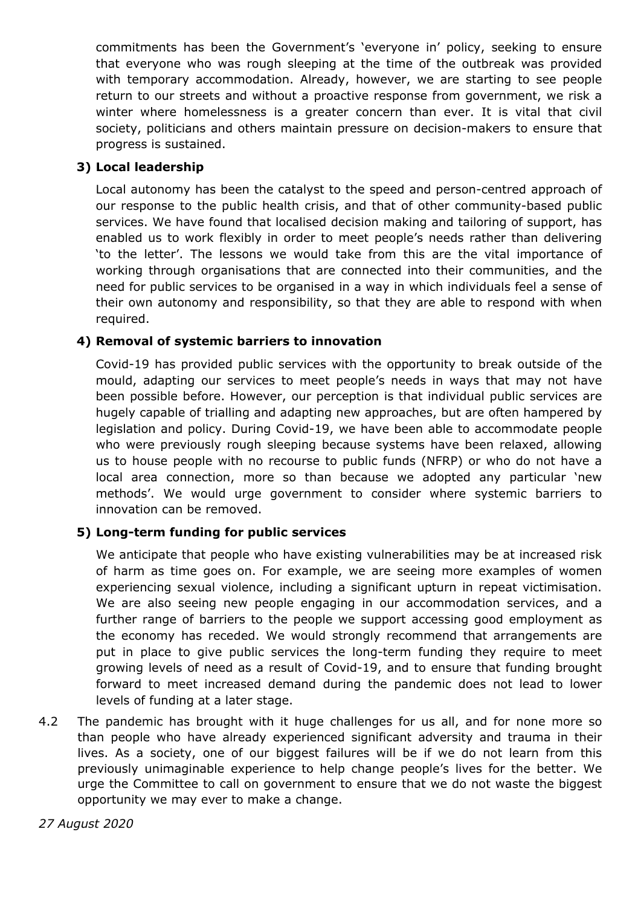commitments has been the Government's 'everyone in' policy, seeking to ensure that everyone who was rough sleeping at the time of the outbreak was provided with temporary accommodation. Already, however, we are starting to see people return to our streets and without a proactive response from government, we risk a winter where homelessness is a greater concern than ever. It is vital that civil society, politicians and others maintain pressure on decision-makers to ensure that progress is sustained.

**3) Local leadership**

Local autonomy has been the catalyst to the speed and person-centred approach of our response to the public health crisis, and that of other community-based public services. We have found that localised decision making and tailoring of support, has enabled us to work flexibly in order to meet people's needs rather than delivering 'to the letter'. The lessons we would take from this are the vital importance of working through organisations that are connected into their communities, and the need for public services to be organised in a way in which individuals feel a sense of their own autonomy and responsibility, so that they are able to respond with when required.

**4) Removal of systemic barriers to innovation**

Covid-19 has provided public services with the opportunity to break outside of the mould, adapting our services to meet people's needs in ways that may not have been possible before. However, our perception is that individual public services are hugely capable of trialling and adapting new approaches, but are often hampered by legislation and policy. During Covid-19, we have been able to accommodate people who were previously rough sleeping because systems have been relaxed, allowing us to house people with no recourse to public funds (NFRP) or who do not have a local area connection, more so than because we adopted any particular 'new methods'. We would urge government to consider where systemic barriers to innovation can be removed.

**5) Long-term funding for public services**

We anticipate that people who have existing vulnerabilities may be at increased risk of harm as time goes on. For example, we are seeing more examples of women experiencing sexual violence, including a significant upturn in repeat victimisation. We are also seeing new people engaging in our accommodation services, and a further range of barriers to the people we support accessing good employment as the economy has receded. We would strongly recommend that arrangements are put in place to give public services the long-term funding they require to meet growing levels of need as a result of Covid-19, and to ensure that funding brought forward to meet increased demand during the pandemic does not lead to lower levels of funding at a later stage.

4.2 The pandemic has brought with it huge challenges for us all, and for none more so than people who have already experienced significant adversity and trauma in their lives. As a society, one of our biggest failures will be if we do not learn from this previously unimaginable experience to help change people's lives for the better. We urge the Committee to call on government to ensure that we do not waste the biggest opportunity we may ever to make a change.

*27 August 2020*